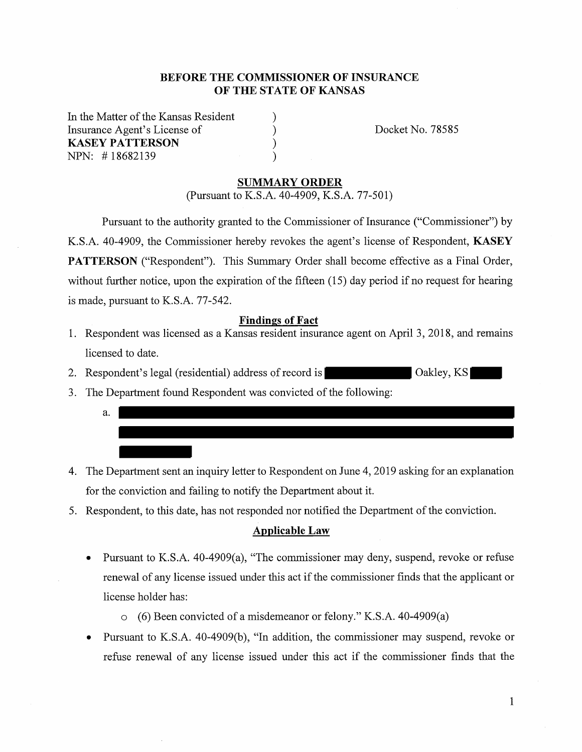**BEFORE THE COMMISSIONER OF INSURANCE**
**OF THE STATE OF KANSAS**

In the Matter of the Kansas Resident )
Insurance Agent's License of )
**KASEY PATTERSON** )
NPN: # 18682139 )

Docket No. 78585

## SUMMARY ORDER

(Pursuant to K.S.A. 40-4909, K.S.A. 77-501)

Pursuant to the authority granted to the Commissioner of Insurance ("Commissioner") by K.S.A. 40-4909, the Commissioner hereby revokes the agent's license of Respondent, **KASEY PATTERSON** ("Respondent"). This Summary Order shall become effective as a Final Order, without further notice, upon the expiration of the fifteen (15) day period if no request for hearing is made, pursuant to K.S.A. 77-542.

### Findings of Fact

1. Respondent was licensed as a Kansas resident insurance agent on April 3, 2018, and remains licensed to date.
2. Respondent's legal (residential) address of record is [REDACTED] Oakley, KS [REDACTED]
3. The Department found Respondent was convicted of the following:
   a. [REDACTED]
4. The Department sent an inquiry letter to Respondent on June 4, 2019 asking for an explanation for the conviction and failing to notify the Department about it.
5. Respondent, to this date, has not responded nor notified the Department of the conviction.

### Applicable Law

- Pursuant to K.S.A. 40-4909(a), "The commissioner may deny, suspend, revoke or refuse renewal of any license issued under this act if the commissioner finds that the applicant or license holder has:
  - (6) Been convicted of a misdemeanor or felony." K.S.A. 40-4909(a)
- Pursuant to K.S.A. 40-4909(b), "In addition, the commissioner may suspend, revoke or refuse renewal of any license issued under this act if the commissioner finds that the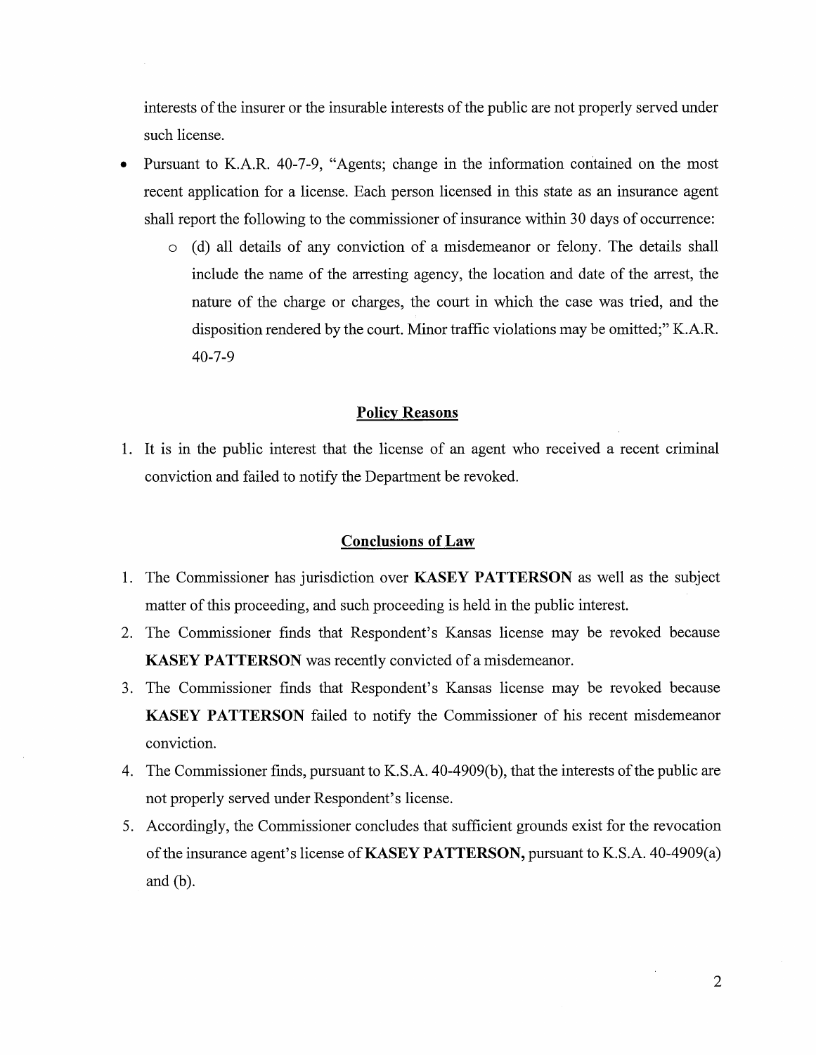interests of the insurer or the insurable interests of the public are not properly served under such license.

- Pursuant to K.A.R. 40-7-9, "Agents; change in the information contained on the most recent application for a license. Each person licensed in this state as an insurance agent shall report the following to the commissioner of insurance within 30 days of occurrence:
  - (d) all details of any conviction of a misdemeanor or felony. The details shall include the name of the arresting agency, the location and date of the arrest, the nature of the charge or charges, the court in which the case was tried, and the disposition rendered by the court. Minor traffic violations may be omitted;" K.A.R. 40-7-9

## Policy Reasons

1. It is in the public interest that the license of an agent who received a recent criminal conviction and failed to notify the Department be revoked.

## Conclusions of Law

1. The Commissioner has jurisdiction over **KASEY PATTERSON** as well as the subject matter of this proceeding, and such proceeding is held in the public interest.
2. The Commissioner finds that Respondent's Kansas license may be revoked because **KASEY PATTERSON** was recently convicted of a misdemeanor.
3. The Commissioner finds that Respondent's Kansas license may be revoked because **KASEY PATTERSON** failed to notify the Commissioner of his recent misdemeanor conviction.
4. The Commissioner finds, pursuant to K.S.A. 40-4909(b), that the interests of the public are not properly served under Respondent's license.
5. Accordingly, the Commissioner concludes that sufficient grounds exist for the revocation of the insurance agent's license of **KASEY PATTERSON,** pursuant to K.S.A. 40-4909(a) and (b).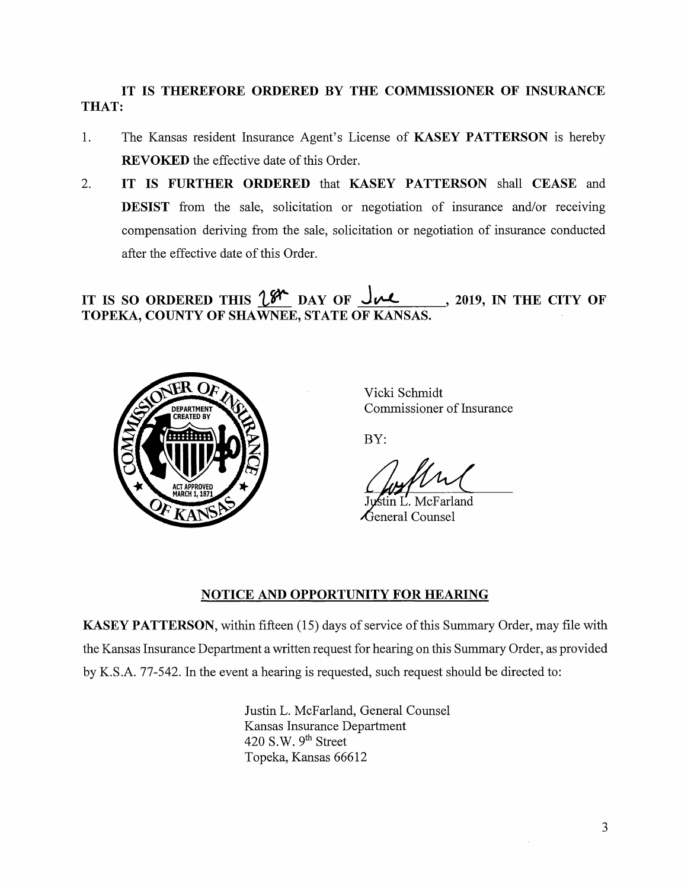**IT IS THEREFORE ORDERED BY THE COMMISSIONER OF INSURANCE THAT:**

1. The Kansas resident Insurance Agent's License of **KASEY PATTERSON** is hereby **REVOKED** the effective date of this Order.
2. **IT IS FURTHER ORDERED** that **KASEY PATTERSON** shall **CEASE** and **DESIST** from the sale, solicitation or negotiation of insurance and/or receiving compensation deriving from the sale, solicitation or negotiation of insurance conducted after the effective date of this Order.

**IT IS SO ORDERED THIS 18th DAY OF June, 2019, IN THE CITY OF TOPEKA, COUNTY OF SHAWNEE, STATE OF KANSAS.**

Vicki Schmidt
Commissioner of Insurance

BY:

Justin L. McFarland
General Counsel

## NOTICE AND OPPORTUNITY FOR HEARING

**KASEY PATTERSON**, within fifteen (15) days of service of this Summary Order, may file with the Kansas Insurance Department a written request for hearing on this Summary Order, as provided by K.S.A. 77-542. In the event a hearing is requested, such request should be directed to:

Justin L. McFarland, General Counsel
Kansas Insurance Department
420 S.W. 9th Street
Topeka, Kansas 66612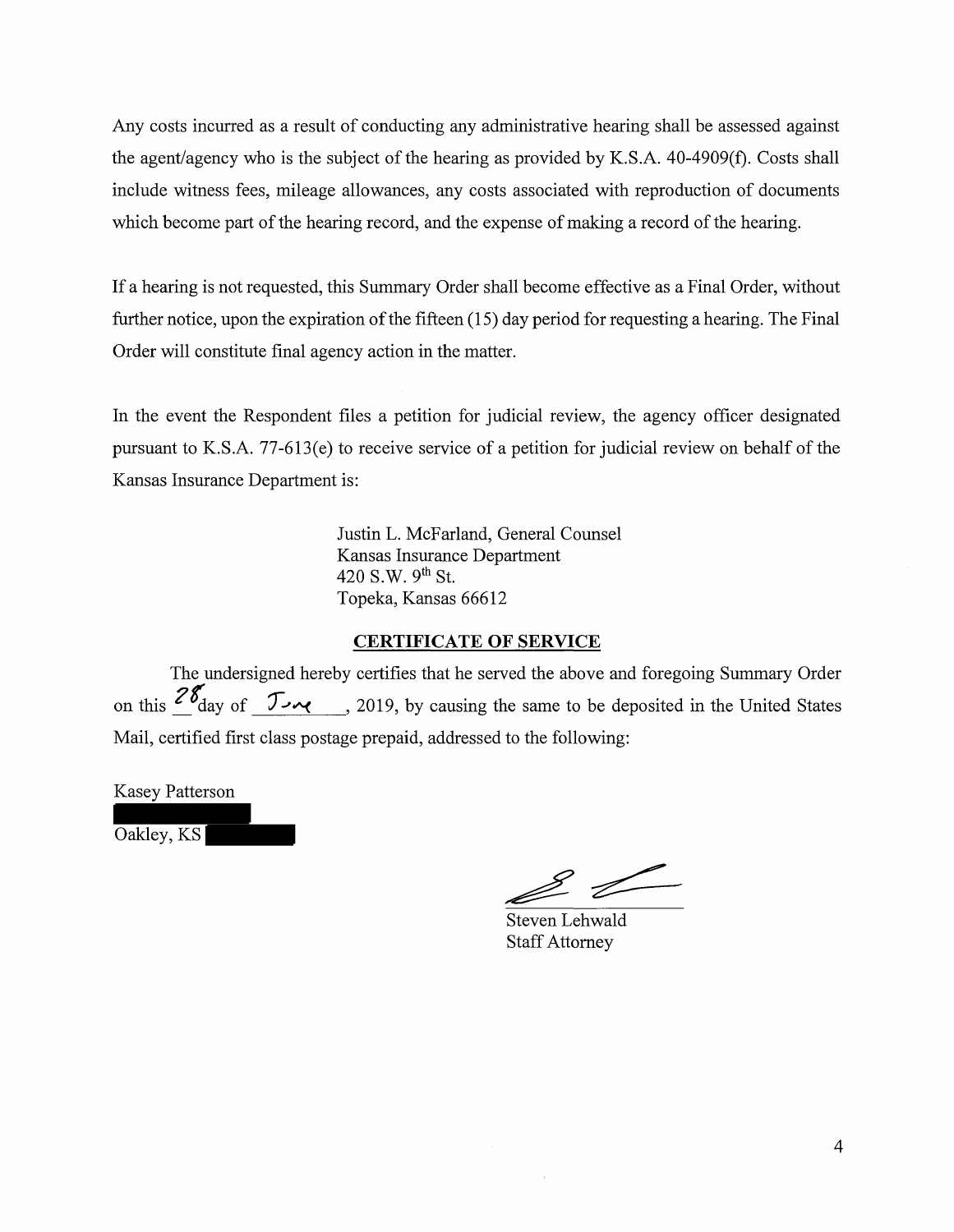Any costs incurred as a result of conducting any administrative hearing shall be assessed against the agent/agency who is the subject of the hearing as provided by K.S.A. 40-4909(f). Costs shall include witness fees, mileage allowances, any costs associated with reproduction of documents which become part of the hearing record, and the expense of making a record of the hearing.

If a hearing is not requested, this Summary Order shall become effective as a Final Order, without further notice, upon the expiration of the fifteen (15) day period for requesting a hearing. The Final Order will constitute final agency action in the matter.

In the event the Respondent files a petition for judicial review, the agency officer designated pursuant to K.S.A. 77-613(e) to receive service of a petition for judicial review on behalf of the Kansas Insurance Department is:

Justin L. McFarland, General Counsel
Kansas Insurance Department
420 S.W. 9th St.
Topeka, Kansas 66612

**CERTIFICATE OF SERVICE**

The undersigned hereby certifies that he served the above and foregoing Summary Order on this 28 day of June, 2019, by causing the same to be deposited in the United States Mail, certified first class postage prepaid, addressed to the following:

Kasey Patterson
[REDACTED]
Oakley, KS [REDACTED]

Steven Lehwald
Staff Attorney